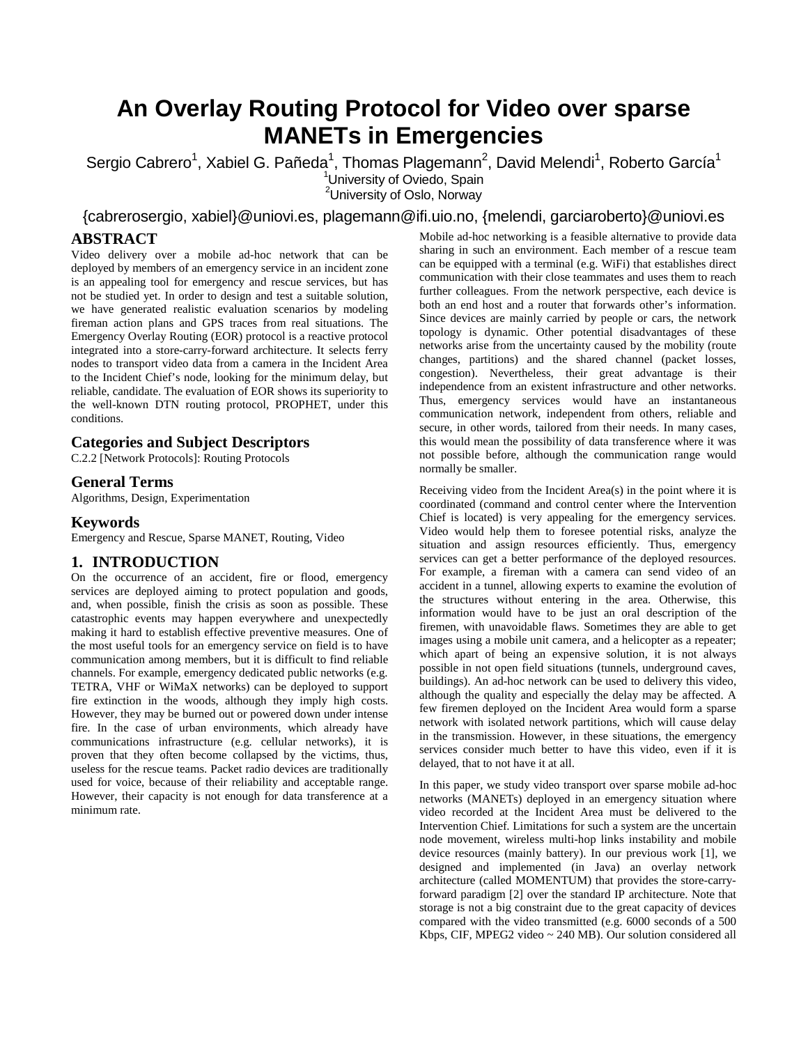# An Overlay Routing Protocol for Video over sparse MANETs in Emergencies

Sergio Cabrero[1], Xabiel G. Pañeda[1], Thomas Plagemann[2], David Melendi[1], Roberto García[1]

[1]University of Oviedo, Spain

[2]University of Oslo, Norway

{cabrerosergio, xabiel}@uniovi.es, plagemann@ifi.uio.no, {melendi, garciaroberto}@uniovi.es

## ABSTRACT

Video delivery over a mobile ad-hoc network that can be deployed by members of an emergency service in an incident zone is an appealing tool for emergency and rescue services, but has not be studied yet. In order to design and test a suitable solution, we have generated realistic evaluation scenarios by modeling fireman action plans and GPS traces from real situations. The Emergency Overlay Routing (EOR) protocol is a reactive protocol integrated into a store-carry-forward architecture. It selects ferry nodes to transport video data from a camera in the Incident Area to the Incident Chief's node, looking for the minimum delay, but reliable, candidate. The evaluation of EOR shows its superiority to the well-known DTN routing protocol, PROPHET, under this conditions.

## Categories and Subject Descriptors

C.2.2 [Network Protocols]: Routing Protocols

## General Terms

Algorithms, Design, Experimentation

## Keywords

Emergency and Rescue, Sparse MANET, Routing, Video

## 1. INTRODUCTION

On the occurrence of an accident, fire or flood, emergency services are deployed aiming to protect population and goods, and, when possible, finish the crisis as soon as possible. These catastrophic events may happen everywhere and unexpectedly making it hard to establish effective preventive measures. One of the most useful tools for an emergency service on field is to have communication among members, but it is difficult to find reliable channels. For example, emergency dedicated public networks (e.g. TETRA, VHF or WiMaX networks) can be deployed to support fire extinction in the woods, although they imply high costs. However, they may be burned out or powered down under intense fire. In the case of urban environments, which already have communications infrastructure (e.g. cellular networks), it is proven that they often become collapsed by the victims, thus, useless for the rescue teams. Packet radio devices are traditionally used for voice, because of their reliability and acceptable range. However, their capacity is not enough for data transference at a minimum rate.

Mobile ad-hoc networking is a feasible alternative to provide data sharing in such an environment. Each member of a rescue team can be equipped with a terminal (e.g. WiFi) that establishes direct communication with their close teammates and uses them to reach further colleagues. From the network perspective, each device is both an end host and a router that forwards other's information. Since devices are mainly carried by people or cars, the network topology is dynamic. Other potential disadvantages of these networks arise from the uncertainty caused by the mobility (route changes, partitions) and the shared channel (packet losses, congestion). Nevertheless, their great advantage is their independence from an existent infrastructure and other networks. Thus, emergency services would have an instantaneous communication network, independent from others, reliable and secure, in other words, tailored from their needs. In many cases, this would mean the possibility of data transference where it was not possible before, although the communication range would normally be smaller.

Receiving video from the Incident Area(s) in the point where it is coordinated (command and control center where the Intervention Chief is located) is very appealing for the emergency services. Video would help them to foresee potential risks, analyze the situation and assign resources efficiently. Thus, emergency services can get a better performance of the deployed resources. For example, a fireman with a camera can send video of an accident in a tunnel, allowing experts to examine the evolution of the structures without entering in the area. Otherwise, this information would have to be just an oral description of the firemen, with unavoidable flaws. Sometimes they are able to get images using a mobile unit camera, and a helicopter as a repeater; which apart of being an expensive solution, it is not always possible in not open field situations (tunnels, underground caves, buildings). An ad-hoc network can be used to delivery this video, although the quality and especially the delay may be affected. A few firemen deployed on the Incident Area would form a sparse network with isolated network partitions, which will cause delay in the transmission. However, in these situations, the emergency services consider much better to have this video, even if it is delayed, that to not have it at all.

In this paper, we study video transport over sparse mobile ad-hoc networks (MANETs) deployed in an emergency situation where video recorded at the Incident Area must be delivered to the Intervention Chief. Limitations for such a system are the uncertain node movement, wireless multi-hop links instability and mobile device resources (mainly battery). In our previous work [1], we designed and implemented (in Java) an overlay network architecture (called MOMENTUM) that provides the store-carry-forward paradigm [2] over the standard IP architecture. Note that storage is not a big constraint due to the great capacity of devices compared with the video transmitted (e.g. 6000 seconds of a 500 Kbps, CIF, MPEG2 video ~ 240 MB). Our solution considered all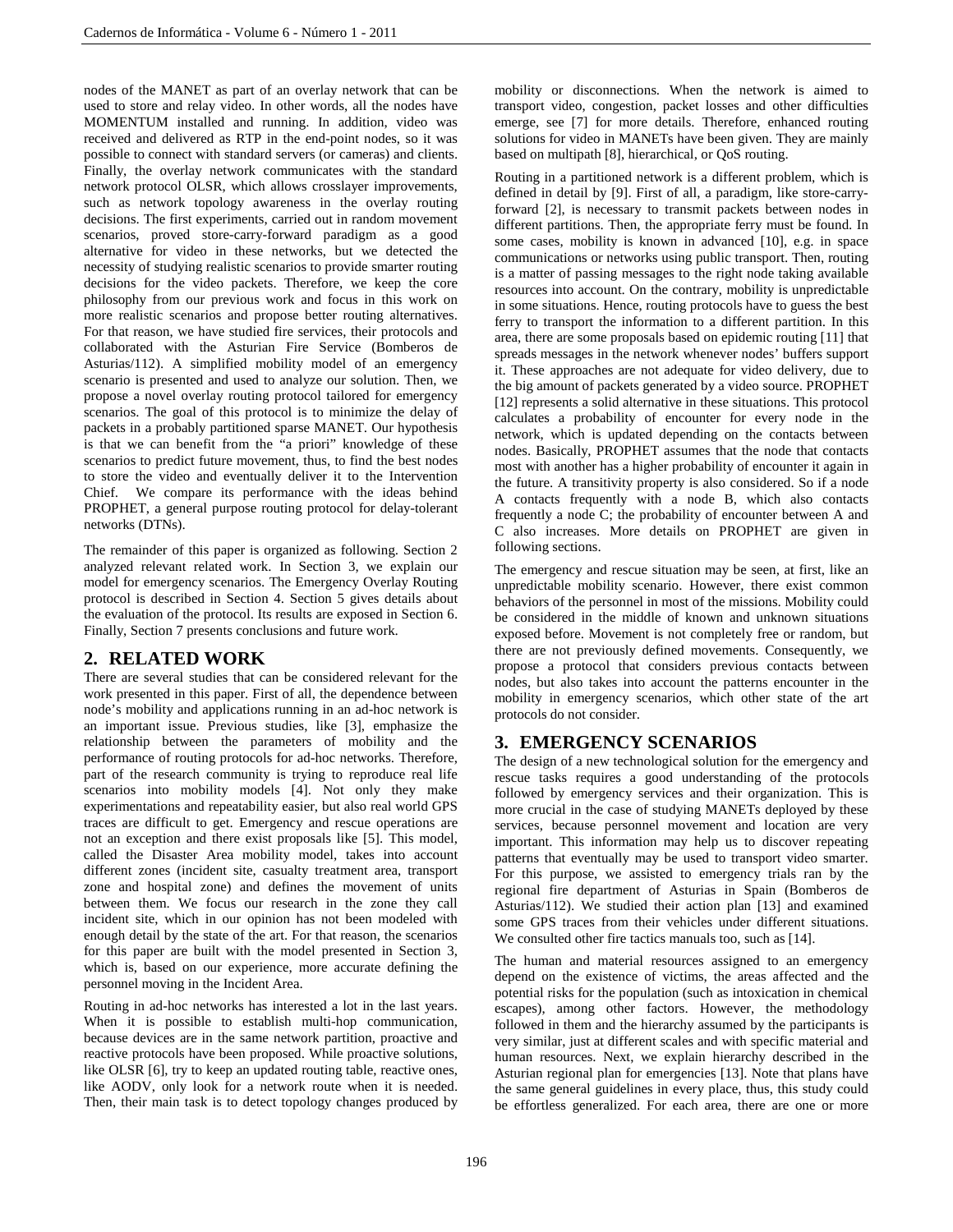nodes of the MANET as part of an overlay network that can be used to store and relay video. In other words, all the nodes have MOMENTUM installed and running. In addition, video was received and delivered as RTP in the end-point nodes, so it was possible to connect with standard servers (or cameras) and clients. Finally, the overlay network communicates with the standard network protocol OLSR, which allows crosslayer improvements, such as network topology awareness in the overlay routing decisions. The first experiments, carried out in random movement scenarios, proved store-carry-forward paradigm as a good alternative for video in these networks, but we detected the necessity of studying realistic scenarios to provide smarter routing decisions for the video packets. Therefore, we keep the core philosophy from our previous work and focus in this work on more realistic scenarios and propose better routing alternatives. For that reason, we have studied fire services, their protocols and collaborated with the Asturian Fire Service (Bomberos de Asturias/112). A simplified mobility model of an emergency scenario is presented and used to analyze our solution. Then, we propose a novel overlay routing protocol tailored for emergency scenarios. The goal of this protocol is to minimize the delay of packets in a probably partitioned sparse MANET. Our hypothesis is that we can benefit from the "a priori" knowledge of these scenarios to predict future movement, thus, to find the best nodes to store the video and eventually deliver it to the Intervention Chief. We compare its performance with the ideas behind PROPHET, a general purpose routing protocol for delay-tolerant networks (DTNs).

The remainder of this paper is organized as following. Section 2 analyzed relevant related work. In Section 3, we explain our model for emergency scenarios. The Emergency Overlay Routing protocol is described in Section 4. Section 5 gives details about the evaluation of the protocol. Its results are exposed in Section 6. Finally, Section 7 presents conclusions and future work.

## 2. RELATED WORK

There are several studies that can be considered relevant for the work presented in this paper. First of all, the dependence between node's mobility and applications running in an ad-hoc network is an important issue. Previous studies, like [3], emphasize the relationship between the parameters of mobility and the performance of routing protocols for ad-hoc networks. Therefore, part of the research community is trying to reproduce real life scenarios into mobility models [4]. Not only they make experimentations and repeatability easier, but also real world GPS traces are difficult to get. Emergency and rescue operations are not an exception and there exist proposals like [5]. This model, called the Disaster Area mobility model, takes into account different zones (incident site, casualty treatment area, transport zone and hospital zone) and defines the movement of units between them. We focus our research in the zone they call incident site, which in our opinion has not been modeled with enough detail by the state of the art. For that reason, the scenarios for this paper are built with the model presented in Section 3, which is, based on our experience, more accurate defining the personnel moving in the Incident Area.

Routing in ad-hoc networks has interested a lot in the last years. When it is possible to establish multi-hop communication, because devices are in the same network partition, proactive and reactive protocols have been proposed. While proactive solutions, like OLSR [6], try to keep an updated routing table, reactive ones, like AODV, only look for a network route when it is needed. Then, their main task is to detect topology changes produced by mobility or disconnections. When the network is aimed to transport video, congestion, packet losses and other difficulties emerge, see [7] for more details. Therefore, enhanced routing solutions for video in MANETs have been given. They are mainly based on multipath [8], hierarchical, or QoS routing.

Routing in a partitioned network is a different problem, which is defined in detail by [9]. First of all, a paradigm, like store-carry-forward [2], is necessary to transmit packets between nodes in different partitions. Then, the appropriate ferry must be found. In some cases, mobility is known in advanced [10], e.g. in space communications or networks using public transport. Then, routing is a matter of passing messages to the right node taking available resources into account. On the contrary, mobility is unpredictable in some situations. Hence, routing protocols have to guess the best ferry to transport the information to a different partition. In this area, there are some proposals based on epidemic routing [11] that spreads messages in the network whenever nodes' buffers support it. These approaches are not adequate for video delivery, due to the big amount of packets generated by a video source. PROPHET [12] represents a solid alternative in these situations. This protocol calculates a probability of encounter for every node in the network, which is updated depending on the contacts between nodes. Basically, PROPHET assumes that the node that contacts most with another has a higher probability of encounter it again in the future. A transitivity property is also considered. So if a node A contacts frequently with a node B, which also contacts frequently a node C; the probability of encounter between A and C also increases. More details on PROPHET are given in following sections.

The emergency and rescue situation may be seen, at first, like an unpredictable mobility scenario. However, there exist common behaviors of the personnel in most of the missions. Mobility could be considered in the middle of known and unknown situations exposed before. Movement is not completely free or random, but there are not previously defined movements. Consequently, we propose a protocol that considers previous contacts between nodes, but also takes into account the patterns encounter in the mobility in emergency scenarios, which other state of the art protocols do not consider.

## 3. EMERGENCY SCENARIOS

The design of a new technological solution for the emergency and rescue tasks requires a good understanding of the protocols followed by emergency services and their organization. This is more crucial in the case of studying MANETs deployed by these services, because personnel movement and location are very important. This information may help us to discover repeating patterns that eventually may be used to transport video smarter. For this purpose, we assisted to emergency trials ran by the regional fire department of Asturias in Spain (Bomberos de Asturias/112). We studied their action plan [13] and examined some GPS traces from their vehicles under different situations. We consulted other fire tactics manuals too, such as [14].

The human and material resources assigned to an emergency depend on the existence of victims, the areas affected and the potential risks for the population (such as intoxication in chemical escapes), among other factors. However, the methodology followed in them and the hierarchy assumed by the participants is very similar, just at different scales and with specific material and human resources. Next, we explain hierarchy described in the Asturian regional plan for emergencies [13]. Note that plans have the same general guidelines in every place, thus, this study could be effortless generalized. For each area, there are one or more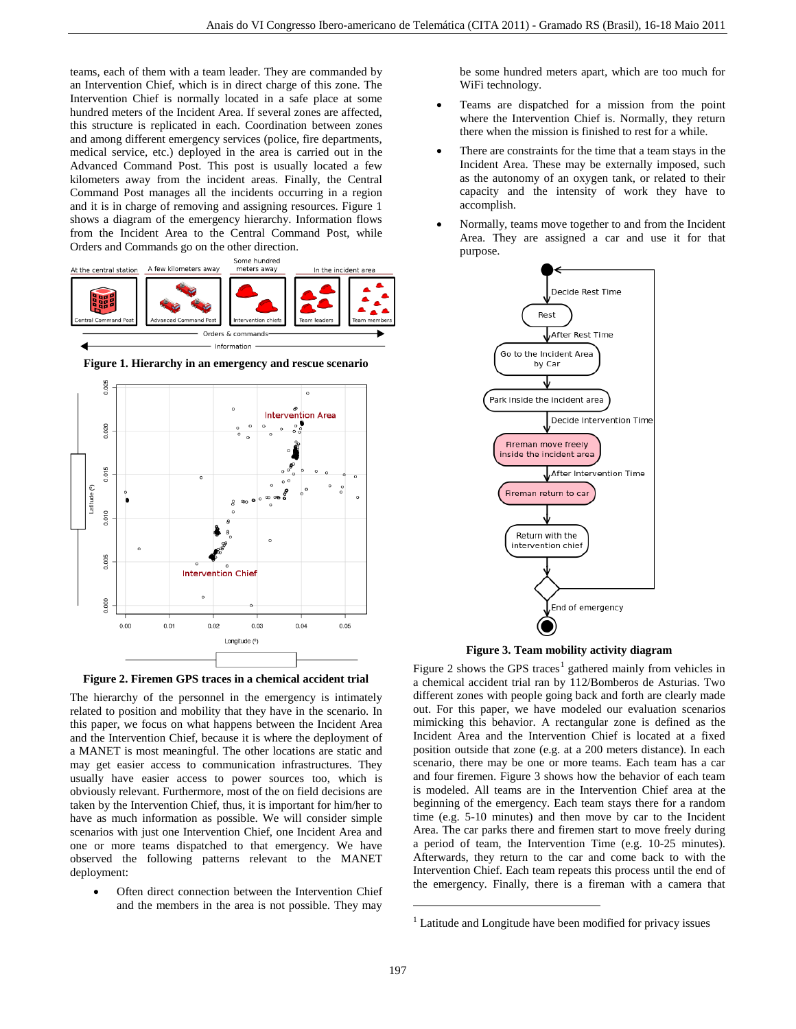teams, each of them with a team leader. They are commanded by an Intervention Chief, which is in direct charge of this zone. The Intervention Chief is normally located in a safe place at some hundred meters of the Incident Area. If several zones are affected, this structure is replicated in each. Coordination between zones and among different emergency services (police, fire departments, medical service, etc.) deployed in the area is carried out in the Advanced Command Post. This post is usually located a few kilometers away from the incident areas. Finally, the Central Command Post manages all the incidents occurring in a region and it is in charge of removing and assigning resources. Figure 1 shows a diagram of the emergency hierarchy. Information flows from the Incident Area to the Central Command Post, while Orders and Commands go on the other direction.

**Figure 1. Hierarchy in an emergency and rescue scenario**

**Figure 2. Firemen GPS traces in a chemical accident trial**

The hierarchy of the personnel in the emergency is intimately related to position and mobility that they have in the scenario. In this paper, we focus on what happens between the Incident Area and the Intervention Chief, because it is where the deployment of a MANET is most meaningful. The other locations are static and may get easier access to communication infrastructures. They usually have easier access to power sources too, which is obviously relevant. Furthermore, most of the on field decisions are taken by the Intervention Chief, thus, it is important for him/her to have as much information as possible. We will consider simple scenarios with just one Intervention Chief, one Incident Area and one or more teams dispatched to that emergency. We have observed the following patterns relevant to the MANET deployment:

- Often direct connection between the Intervention Chief and the members in the area is not possible. They may be some hundred meters apart, which are too much for WiFi technology.
- Teams are dispatched for a mission from the point where the Intervention Chief is. Normally, they return there when the mission is finished to rest for a while.
- There are constraints for the time that a team stays in the Incident Area. These may be externally imposed, such as the autonomy of an oxygen tank, or related to their capacity and the intensity of work they have to accomplish.
- Normally, teams move together to and from the Incident Area. They are assigned a car and use it for that purpose.

**Figure 3. Team mobility activity diagram**

Figure 2 shows the GPS traces[1] gathered mainly from vehicles in a chemical accident trial ran by 112/Bomberos de Asturias. Two different zones with people going back and forth are clearly made out. For this paper, we have modeled our evaluation scenarios mimicking this behavior. A rectangular zone is defined as the Incident Area and the Intervention Chief is located at a fixed position outside that zone (e.g. at a 200 meters distance). In each scenario, there may be one or more teams. Each team has a car and four firemen. Figure 3 shows how the behavior of each team is modeled. All teams are in the Intervention Chief area at the beginning of the emergency. Each team stays there for a random time (e.g. 5-10 minutes) and then move by car to the Incident Area. The car parks there and firemen start to move freely during a period of team, the Intervention Time (e.g. 10-25 minutes). Afterwards, they return to the car and come back to with the Intervention Chief. Each team repeats this process until the end of the emergency. Finally, there is a fireman with a camera that

[1] Latitude and Longitude have been modified for privacy issues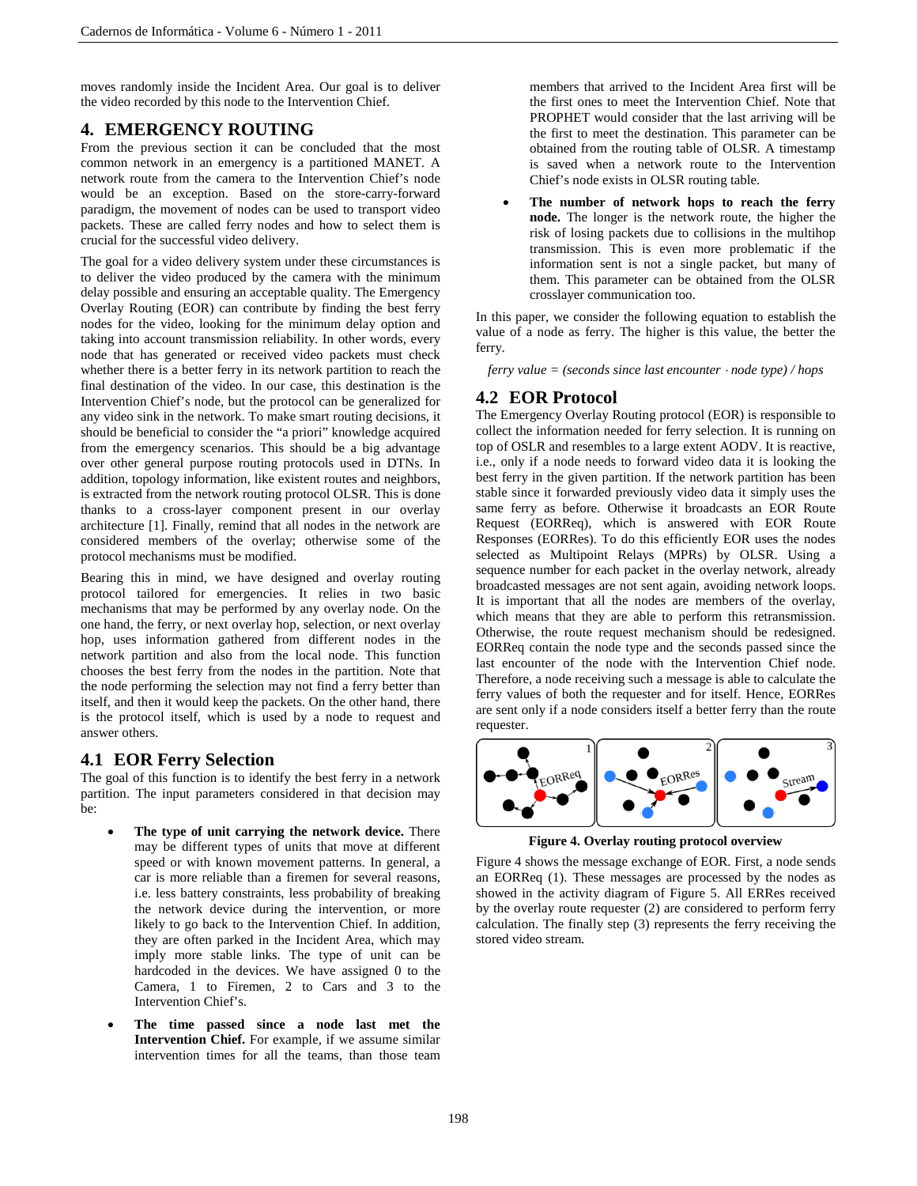moves randomly inside the Incident Area. Our goal is to deliver the video recorded by this node to the Intervention Chief.

## 4. EMERGENCY ROUTING

From the previous section it can be concluded that the most common network in an emergency is a partitioned MANET. A network route from the camera to the Intervention Chief's node would be an exception. Based on the store-carry-forward paradigm, the movement of nodes can be used to transport video packets. These are called ferry nodes and how to select them is crucial for the successful video delivery.

The goal for a video delivery system under these circumstances is to deliver the video produced by the camera with the minimum delay possible and ensuring an acceptable quality. The Emergency Overlay Routing (EOR) can contribute by finding the best ferry nodes for the video, looking for the minimum delay option and taking into account transmission reliability. In other words, every node that has generated or received video packets must check whether there is a better ferry in its network partition to reach the final destination of the video. In our case, this destination is the Intervention Chief's node, but the protocol can be generalized for any video sink in the network. To make smart routing decisions, it should be beneficial to consider the "a priori" knowledge acquired from the emergency scenarios. This should be a big advantage over other general purpose routing protocols used in DTNs. In addition, topology information, like existent routes and neighbors, is extracted from the network routing protocol OLSR. This is done thanks to a cross-layer component present in our overlay architecture [1]. Finally, remind that all nodes in the network are considered members of the overlay; otherwise some of the protocol mechanisms must be modified.

Bearing this in mind, we have designed and overlay routing protocol tailored for emergencies. It relies in two basic mechanisms that may be performed by any overlay node. On the one hand, the ferry, or next overlay hop, selection, or next overlay hop, uses information gathered from different nodes in the network partition and also from the local node. This function chooses the best ferry from the nodes in the partition. Note that the node performing the selection may not find a ferry better than itself, and then it would keep the packets. On the other hand, there is the protocol itself, which is used by a node to request and answer others.

### 4.1 EOR Ferry Selection

The goal of this function is to identify the best ferry in a network partition. The input parameters considered in that decision may be:

- **The type of unit carrying the network device.** There may be different types of units that move at different speed or with known movement patterns. In general, a car is more reliable than a firemen for several reasons, i.e. less battery constraints, less probability of breaking the network device during the intervention, or more likely to go back to the Intervention Chief. In addition, they are often parked in the Incident Area, which may imply more stable links. The type of unit can be hardcoded in the devices. We have assigned 0 to the Camera, 1 to Firemen, 2 to Cars and 3 to the Intervention Chief's.
- **The time passed since a node last met the Intervention Chief.** For example, if we assume similar intervention times for all the teams, than those team members that arrived to the Incident Area first will be the first ones to meet the Intervention Chief. Note that PROPHET would consider that the last arriving will be the first to meet the destination. This parameter can be obtained from the routing table of OLSR. A timestamp is saved when a network route to the Intervention Chief's node exists in OLSR routing table.
- **The number of network hops to reach the ferry node.** The longer is the network route, the higher the risk of losing packets due to collisions in the multihop transmission. This is even more problematic if the information sent is not a single packet, but many of them. This parameter can be obtained from the OLSR crosslayer communication too.

In this paper, we consider the following equation to establish the value of a node as ferry. The higher is this value, the better the ferry.

*ferry value = (seconds since last encounter · node type) / hops*

### 4.2 EOR Protocol

The Emergency Overlay Routing protocol (EOR) is responsible to collect the information needed for ferry selection. It is running on top of OSLR and resembles to a large extent AODV. It is reactive, i.e., only if a node needs to forward video data it is looking the best ferry in the given partition. If the network partition has been stable since it forwarded previously video data it simply uses the same ferry as before. Otherwise it broadcasts an EOR Route Request (EORReq), which is answered with EOR Route Responses (EORRes). To do this efficiently EOR uses the nodes selected as Multipoint Relays (MPRs) by OLSR. Using a sequence number for each packet in the overlay network, already broadcasted messages are not sent again, avoiding network loops. It is important that all the nodes are members of the overlay, which means that they are able to perform this retransmission. Otherwise, the route request mechanism should be redesigned. EORReq contain the node type and the seconds passed since the last encounter of the node with the Intervention Chief node. Therefore, a node receiving such a message is able to calculate the ferry values of both the requester and for itself. Hence, EORRes are sent only if a node considers itself a better ferry than the route requester.

**Figure 4. Overlay routing protocol overview**

Figure 4 shows the message exchange of EOR. First, a node sends an EORReq (1). These messages are processed by the nodes as showed in the activity diagram of Figure 5. All ERRes received by the overlay route requester (2) are considered to perform ferry calculation. The finally step (3) represents the ferry receiving the stored video stream.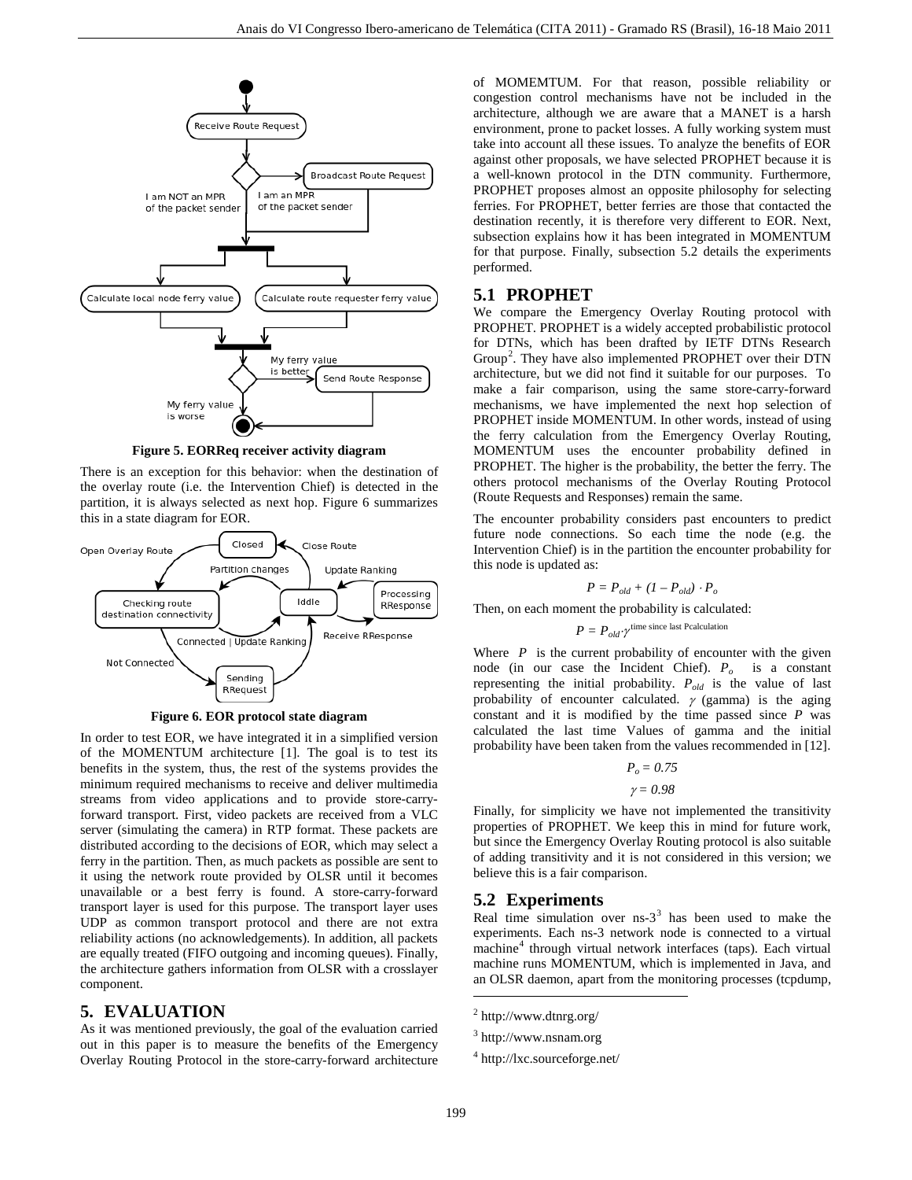Figure 5. EORReq receiver activity diagram

There is an exception for this behavior: when the destination of the overlay route (i.e. the Intervention Chief) is detected in the partition, it is always selected as next hop. Figure 6 summarizes this in a state diagram for EOR.

Figure 6. EOR protocol state diagram

In order to test EOR, we have integrated it in a simplified version of the MOMENTUM architecture [1]. The goal is to test its benefits in the system, thus, the rest of the systems provides the minimum required mechanisms to receive and deliver multimedia streams from video applications and to provide store-carry-forward transport. First, video packets are received from a VLC server (simulating the camera) in RTP format. These packets are distributed according to the decisions of EOR, which may select a ferry in the partition. Then, as much packets as possible are sent to it using the network route provided by OLSR until it becomes unavailable or a best ferry is found. A store-carry-forward transport layer is used for this purpose. The transport layer uses UDP as common transport protocol and there are not extra reliability actions (no acknowledgements). In addition, all packets are equally treated (FIFO outgoing and incoming queues). Finally, the architecture gathers information from OLSR with a crosslayer component.

## 5. EVALUATION

As it was mentioned previously, the goal of the evaluation carried out in this paper is to measure the benefits of the Emergency Overlay Routing Protocol in the store-carry-forward architecture of MOMEMTUM. For that reason, possible reliability or congestion control mechanisms have not be included in the architecture, although we are aware that a MANET is a harsh environment, prone to packet losses. A fully working system must take into account all these issues. To analyze the benefits of EOR against other proposals, we have selected PROPHET because it is a well-known protocol in the DTN community. Furthermore, PROPHET proposes almost an opposite philosophy for selecting ferries. For PROPHET, better ferries are those that contacted the destination recently, it is therefore very different to EOR. Next, subsection explains how it has been integrated in MOMENTUM for that purpose. Finally, subsection 5.2 details the experiments performed.

### 5.1 PROPHET

We compare the Emergency Overlay Routing protocol with PROPHET. PROPHET is a widely accepted probabilistic protocol for DTNs, which has been drafted by IETF DTNs Research Group[2]. They have also implemented PROPHET over their DTN architecture, but we did not find it suitable for our purposes. To make a fair comparison, using the same store-carry-forward mechanisms, we have implemented the next hop selection of PROPHET inside MOMENTUM. In other words, instead of using the ferry calculation from the Emergency Overlay Routing, MOMENTUM uses the encounter probability defined in PROPHET. The higher is the probability, the better the ferry. The others protocol mechanisms of the Overlay Routing Protocol (Route Requests and Responses) remain the same.

The encounter probability considers past encounters to predict future node connections. So each time the node (e.g. the Intervention Chief) is in the partition the encounter probability for this node is updated as:

$$P = P_{old} + (1 - P_{old}) \cdot P_o$$

Then, on each moment the probability is calculated:

$$P = P_{old} \cdot \gamma^{\text{time since last Pcalculation}}$$

Where $P$ is the current probability of encounter with the given node (in our case the Incident Chief). $P_o$ is a constant representing the initial probability. $P_{old}$ is the value of last probability of encounter calculated. $\gamma$ (gamma) is the aging constant and it is modified by the time passed since $P$ was calculated the last time Values of gamma and the initial probability have been taken from the values recommended in [12].

$$P_o = 0.75$$

$$\gamma = 0.98$$

Finally, for simplicity we have not implemented the transitivity properties of PROPHET. We keep this in mind for future work, but since the Emergency Overlay Routing protocol is also suitable of adding transitivity and it is not considered in this version; we believe this is a fair comparison.

### 5.2 Experiments

Real time simulation over ns-3[3] has been used to make the experiments. Each ns-3 network node is connected to a virtual machine[4] through virtual network interfaces (taps). Each virtual machine runs MOMENTUM, which is implemented in Java, and an OLSR daemon, apart from the monitoring processes (tcpdump,

[2] http://www.dtnrg.org/

[3] http://www.nsnam.org

[4] http://lxc.sourceforge.net/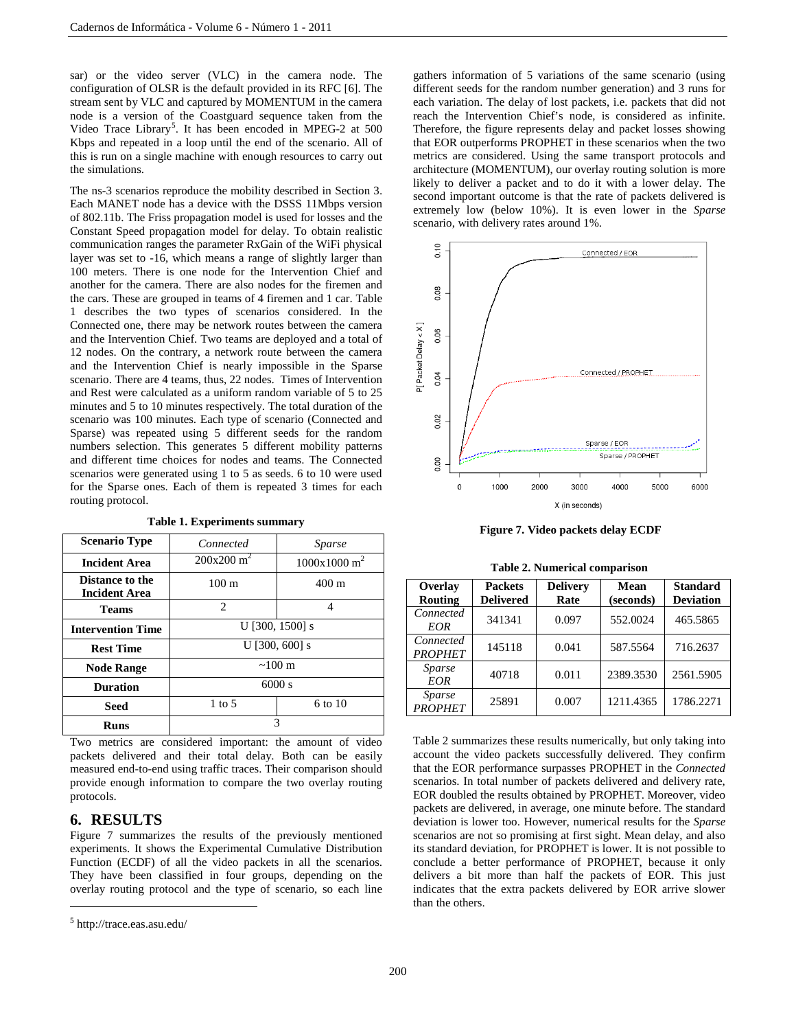sar) or the video server (VLC) in the camera node. The configuration of OLSR is the default provided in its RFC [6]. The stream sent by VLC and captured by MOMENTUM in the camera node is a version of the Coastguard sequence taken from the Video Trace Library[5]. It has been encoded in MPEG-2 at 500 Kbps and repeated in a loop until the end of the scenario. All of this is run on a single machine with enough resources to carry out the simulations.

The ns-3 scenarios reproduce the mobility described in Section 3. Each MANET node has a device with the DSSS 11Mbps version of 802.11b. The Friss propagation model is used for losses and the Constant Speed propagation model for delay. To obtain realistic communication ranges the parameter RxGain of the WiFi physical layer was set to -16, which means a range of slightly larger than 100 meters. There is one node for the Intervention Chief and another for the camera. There are also nodes for the firemen and the cars. These are grouped in teams of 4 firemen and 1 car. Table 1 describes the two types of scenarios considered. In the Connected one, there may be network routes between the camera and the Intervention Chief. Two teams are deployed and a total of 12 nodes. On the contrary, a network route between the camera and the Intervention Chief is nearly impossible in the Sparse scenario. There are 4 teams, thus, 22 nodes. Times of Intervention and Rest were calculated as a uniform random variable of 5 to 25 minutes and 5 to 10 minutes respectively. The total duration of the scenario was 100 minutes. Each type of scenario (Connected and Sparse) was repeated using 5 different seeds for the random numbers selection. This generates 5 different mobility patterns and different time choices for nodes and teams. The Connected scenarios were generated using 1 to 5 as seeds. 6 to 10 were used for the Sparse ones. Each of them is repeated 3 times for each routing protocol.

**Table 1. Experiments summary**

| Scenario Type | *Connected* | *Sparse* |
|---|---|---|
| **Incident Area** | 200x200 $m^2$ | 1000x1000 $m^2$ |
| **Distance to the Incident Area** | 100 m | 400 m |
| **Teams** | 2 | 4 |
| **Intervention Time** | U [300, 1500] s | |
| **Rest Time** | U [300, 600] s | |
| **Node Range** | ~100 m | |
| **Duration** | 6000 s | |
| **Seed** | 1 to 5 | 6 to 10 |
| **Runs** | 3 | |

Two metrics are considered important: the amount of video packets delivered and their total delay. Both can be easily measured end-to-end using traffic traces. Their comparison should provide enough information to compare the two overlay routing protocols.

## 6. RESULTS

Figure 7 summarizes the results of the previously mentioned experiments. It shows the Experimental Cumulative Distribution Function (ECDF) of all the video packets in all the scenarios. They have been classified in four groups, depending on the overlay routing protocol and the type of scenario, so each line gathers information of 5 variations of the same scenario (using different seeds for the random number generation) and 3 runs for each variation. The delay of lost packets, i.e. packets that did not reach the Intervention Chief's node, is considered as infinite. Therefore, the figure represents delay and packet losses showing that EOR outperforms PROPHET in these scenarios when the two metrics are considered. Using the same transport protocols and architecture (MOMENTUM), our overlay routing solution is more likely to deliver a packet and to do it with a lower delay. The second important outcome is that the rate of packets delivered is extremely low (below 10%). It is even lower in the *Sparse* scenario, with delivery rates around 1%.

**Figure 7. Video packets delay ECDF**

**Table 2. Numerical comparison**

| Overlay Routing | Packets Delivered | Delivery Rate | Mean (seconds) | Standard Deviation |
|---|---|---|---|---|
| *Connected EOR* | 341341 | 0.097 | 552.0024 | 465.5865 |
| *Connected PROPHET* | 145118 | 0.041 | 587.5564 | 716.2637 |
| *Sparse EOR* | 40718 | 0.011 | 2389.3530 | 2561.5905 |
| *Sparse PROPHET* | 25891 | 0.007 | 1211.4365 | 1786.2271 |

Table 2 summarizes these results numerically, but only taking into account the video packets successfully delivered. They confirm that the EOR performance surpasses PROPHET in the *Connected* scenarios. In total number of packets delivered and delivery rate, EOR doubled the results obtained by PROPHET. Moreover, video packets are delivered, in average, one minute before. The standard deviation is lower too. However, numerical results for the *Sparse* scenarios are not so promising at first sight. Mean delay, and also its standard deviation, for PROPHET is lower. It is not possible to conclude a better performance of PROPHET, because it only delivers a bit more than half the packets of EOR. This just indicates that the extra packets delivered by EOR arrive slower than the others.

[5] http://trace.eas.asu.edu/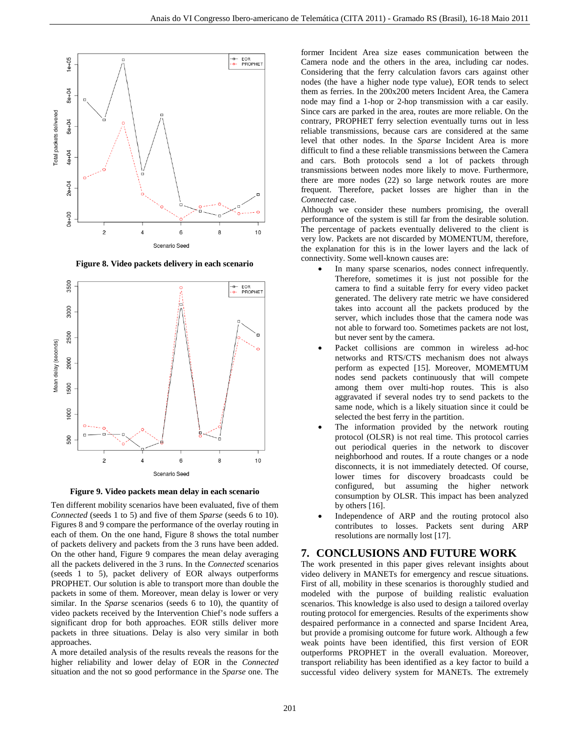Figure 8. Video packets delivery in each scenario

Figure 9. Video packets mean delay in each scenario

Ten different mobility scenarios have been evaluated, five of them *Connected* (seeds 1 to 5) and five of them *Sparse* (seeds 6 to 10). Figures 8 and 9 compare the performance of the overlay routing in each of them. On the one hand, Figure 8 shows the total number of packets delivery and packets from the 3 runs have been added. On the other hand, Figure 9 compares the mean delay averaging all the packets delivered in the 3 runs. In the *Connected* scenarios (seeds 1 to 5), packet delivery of EOR always outperforms PROPHET. Our solution is able to transport more than double the packets in some of them. Moreover, mean delay is lower or very similar. In the *Sparse* scenarios (seeds 6 to 10), the quantity of video packets received by the Intervention Chief's node suffers a significant drop for both approaches. EOR stills deliver more packets in three situations. Delay is also very similar in both approaches.

A more detailed analysis of the results reveals the reasons for the higher reliability and lower delay of EOR in the *Connected* situation and the not so good performance in the *Sparse* one. The former Incident Area size eases communication between the Camera node and the others in the area, including car nodes. Considering that the ferry calculation favors cars against other nodes (the have a higher node type value), EOR tends to select them as ferries. In the 200x200 meters Incident Area, the Camera node may find a 1-hop or 2-hop transmission with a car easily. Since cars are parked in the area, routes are more reliable. On the contrary, PROPHET ferry selection eventually turns out in less reliable transmissions, because cars are considered at the same level that other nodes. In the *Sparse* Incident Area is more difficult to find a these reliable transmissions between the Camera and cars. Both protocols send a lot of packets through transmissions between nodes more likely to move. Furthermore, there are more nodes (22) so large network routes are more frequent. Therefore, packet losses are higher than in the *Connected* case.

Although we consider these numbers promising, the overall performance of the system is still far from the desirable solution. The percentage of packets eventually delivered to the client is very low. Packets are not discarded by MOMENTUM, therefore, the explanation for this is in the lower layers and the lack of connectivity. Some well-known causes are:

- In many sparse scenarios, nodes connect infrequently. Therefore, sometimes it is just not possible for the camera to find a suitable ferry for every video packet generated. The delivery rate metric we have considered takes into account all the packets produced by the server, which includes those that the camera node was not able to forward too. Sometimes packets are not lost, but never sent by the camera.
- Packet collisions are common in wireless ad-hoc networks and RTS/CTS mechanism does not always perform as expected [15]. Moreover, MOMEMTUM nodes send packets continuously that will compete among them over multi-hop routes. This is also aggravated if several nodes try to send packets to the same node, which is a likely situation since it could be selected the best ferry in the partition.
- The information provided by the network routing protocol (OLSR) is not real time. This protocol carries out periodical queries in the network to discover neighborhood and routes. If a route changes or a node disconnects, it is not immediately detected. Of course, lower times for discovery broadcasts could be configured, but assuming the higher network consumption by OLSR. This impact has been analyzed by others [16].
- Independence of ARP and the routing protocol also contributes to losses. Packets sent during ARP resolutions are normally lost [17].

## 7. CONCLUSIONS AND FUTURE WORK

The work presented in this paper gives relevant insights about video delivery in MANETs for emergency and rescue situations. First of all, mobility in these scenarios is thoroughly studied and modeled with the purpose of building realistic evaluation scenarios. This knowledge is also used to design a tailored overlay routing protocol for emergencies. Results of the experiments show despaired performance in a connected and sparse Incident Area, but provide a promising outcome for future work. Although a few weak points have been identified, this first version of EOR outperforms PROPHET in the overall evaluation. Moreover, transport reliability has been identified as a key factor to build a successful video delivery system for MANETs. The extremely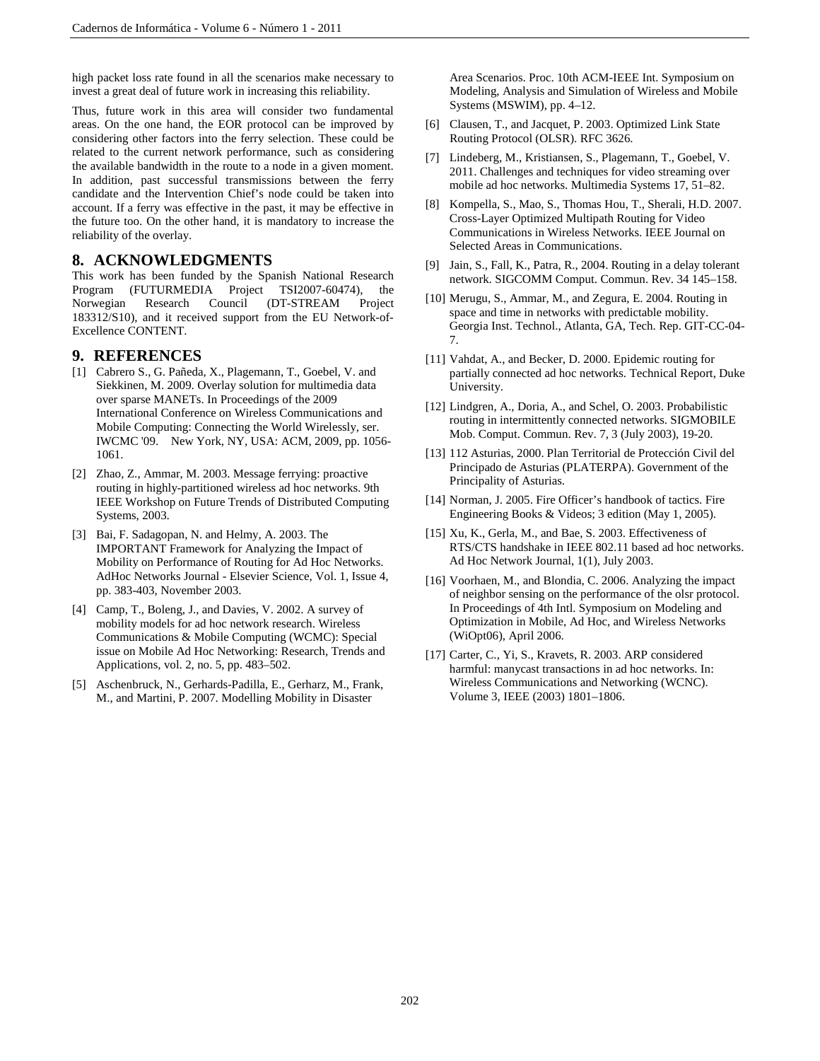high packet loss rate found in all the scenarios make necessary to invest a great deal of future work in increasing this reliability.

Thus, future work in this area will consider two fundamental areas. On the one hand, the EOR protocol can be improved by considering other factors into the ferry selection. These could be related to the current network performance, such as considering the available bandwidth in the route to a node in a given moment. In addition, past successful transmissions between the ferry candidate and the Intervention Chief's node could be taken into account. If a ferry was effective in the past, it may be effective in the future too. On the other hand, it is mandatory to increase the reliability of the overlay.

## 8. ACKNOWLEDGMENTS

This work has been funded by the Spanish National Research Program (FUTURMEDIA Project TSI2007-60474), the Norwegian Research Council (DT-STREAM Project 183312/S10), and it received support from the EU Network-of-Excellence CONTENT.

## 9. REFERENCES

[1] Cabrero S., G. Pañeda, X., Plagemann, T., Goebel, V. and Siekkinen, M. 2009. Overlay solution for multimedia data over sparse MANETs. In Proceedings of the 2009 International Conference on Wireless Communications and Mobile Computing: Connecting the World Wirelessly, ser. IWCMC '09. New York, NY, USA: ACM, 2009, pp. 1056-1061.

[2] Zhao, Z., Ammar, M. 2003. Message ferrying: proactive routing in highly-partitioned wireless ad hoc networks. 9th IEEE Workshop on Future Trends of Distributed Computing Systems, 2003.

[3] Bai, F. Sadagopan, N. and Helmy, A. 2003. The IMPORTANT Framework for Analyzing the Impact of Mobility on Performance of Routing for Ad Hoc Networks. AdHoc Networks Journal - Elsevier Science, Vol. 1, Issue 4, pp. 383-403, November 2003.

[4] Camp, T., Boleng, J., and Davies, V. 2002. A survey of mobility models for ad hoc network research. Wireless Communications & Mobile Computing (WCMC): Special issue on Mobile Ad Hoc Networking: Research, Trends and Applications, vol. 2, no. 5, pp. 483–502.

[5] Aschenbruck, N., Gerhards-Padilla, E., Gerharz, M., Frank, M., and Martini, P. 2007. Modelling Mobility in Disaster Area Scenarios. Proc. 10th ACM-IEEE Int. Symposium on Modeling, Analysis and Simulation of Wireless and Mobile Systems (MSWIM), pp. 4–12.

[6] Clausen, T., and Jacquet, P. 2003. Optimized Link State Routing Protocol (OLSR). RFC 3626.

[7] Lindeberg, M., Kristiansen, S., Plagemann, T., Goebel, V. 2011. Challenges and techniques for video streaming over mobile ad hoc networks. Multimedia Systems 17, 51–82.

[8] Kompella, S., Mao, S., Thomas Hou, T., Sherali, H.D. 2007. Cross-Layer Optimized Multipath Routing for Video Communications in Wireless Networks. IEEE Journal on Selected Areas in Communications.

[9] Jain, S., Fall, K., Patra, R., 2004. Routing in a delay tolerant network. SIGCOMM Comput. Commun. Rev. 34 145–158.

[10] Merugu, S., Ammar, M., and Zegura, E. 2004. Routing in space and time in networks with predictable mobility. Georgia Inst. Technol., Atlanta, GA, Tech. Rep. GIT-CC-04-7.

[11] Vahdat, A., and Becker, D. 2000. Epidemic routing for partially connected ad hoc networks. Technical Report, Duke University.

[12] Lindgren, A., Doria, A., and Schel, O. 2003. Probabilistic routing in intermittently connected networks. SIGMOBILE Mob. Comput. Commun. Rev. 7, 3 (July 2003), 19-20.

[13] 112 Asturias, 2000. Plan Territorial de Protección Civil del Principado de Asturias (PLATERPA). Government of the Principality of Asturias.

[14] Norman, J. 2005. Fire Officer's handbook of tactics. Fire Engineering Books & Videos; 3 edition (May 1, 2005).

[15] Xu, K., Gerla, M., and Bae, S. 2003. Effectiveness of RTS/CTS handshake in IEEE 802.11 based ad hoc networks. Ad Hoc Network Journal, 1(1), July 2003.

[16] Voorhaen, M., and Blondia, C. 2006. Analyzing the impact of neighbor sensing on the performance of the olsr protocol. In Proceedings of 4th Intl. Symposium on Modeling and Optimization in Mobile, Ad Hoc, and Wireless Networks (WiOpt06), April 2006.

[17] Carter, C., Yi, S., Kravets, R. 2003. ARP considered harmful: manycast transactions in ad hoc networks. In: Wireless Communications and Networking (WCNC). Volume 3, IEEE (2003) 1801–1806.